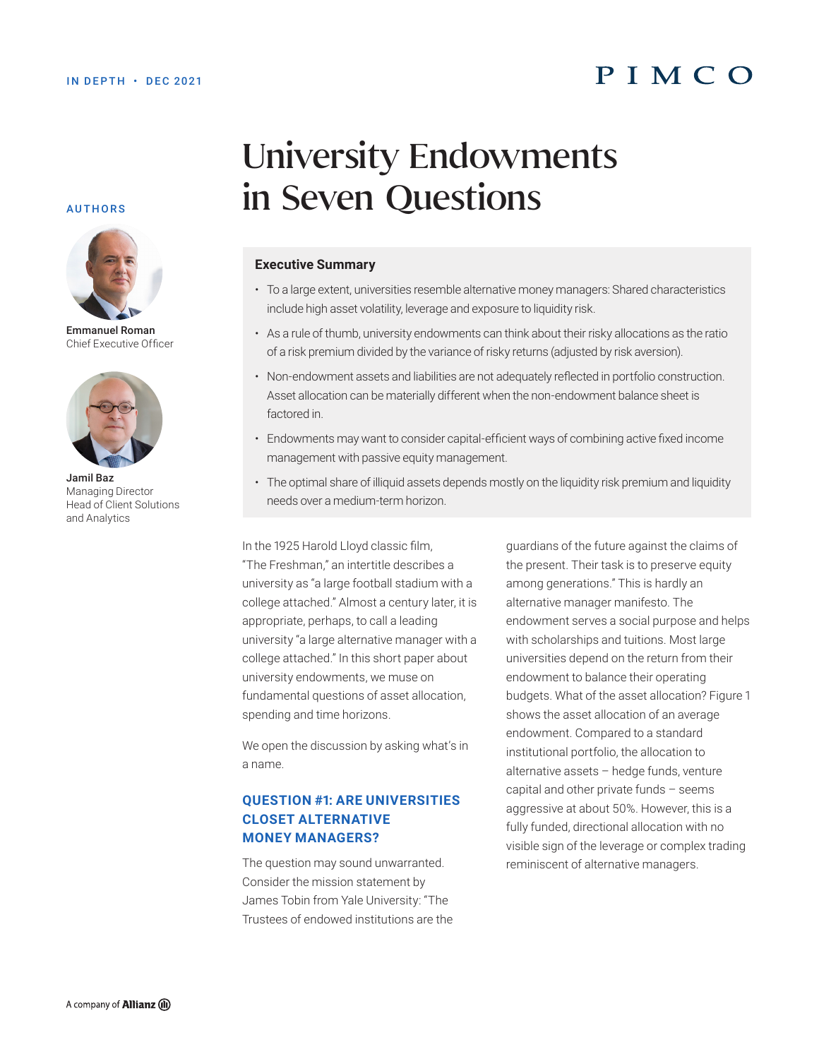IN DEPTH • DEC 2021

# University Endowments in Seven Questions

**AUTHORS**

**Emmanuel Roman**
Chief Executive Officer

**Jamil Baz**
Managing Director
Head of Client Solutions and Analytics

## Executive Summary

- To a large extent, universities resemble alternative money managers: Shared characteristics include high asset volatility, leverage and exposure to liquidity risk.
- As a rule of thumb, university endowments can think about their risky allocations as the ratio of a risk premium divided by the variance of risky returns (adjusted by risk aversion).
- Non-endowment assets and liabilities are not adequately reflected in portfolio construction. Asset allocation can be materially different when the non-endowment balance sheet is factored in.
- Endowments may want to consider capital-efficient ways of combining active fixed income management with passive equity management.
- The optimal share of illiquid assets depends mostly on the liquidity risk premium and liquidity needs over a medium-term horizon.

In the 1925 Harold Lloyd classic film, "The Freshman," an intertitle describes a university as "a large football stadium with a college attached." Almost a century later, it is appropriate, perhaps, to call a leading university "a large alternative manager with a college attached." In this short paper about university endowments, we muse on fundamental questions of asset allocation, spending and time horizons.

We open the discussion by asking what's in a name.

## QUESTION #1: ARE UNIVERSITIES CLOSET ALTERNATIVE MONEY MANAGERS?

The question may sound unwarranted. Consider the mission statement by James Tobin from Yale University: "The Trustees of endowed institutions are the guardians of the future against the claims of the present. Their task is to preserve equity among generations." This is hardly an alternative manager manifesto. The endowment serves a social purpose and helps with scholarships and tuitions. Most large universities depend on the return from their endowment to balance their operating budgets. What of the asset allocation? Figure 1 shows the asset allocation of an average endowment. Compared to a standard institutional portfolio, the allocation to alternative assets – hedge funds, venture capital and other private funds – seems aggressive at about 50%. However, this is a fully funded, directional allocation with no visible sign of the leverage or complex trading reminiscent of alternative managers.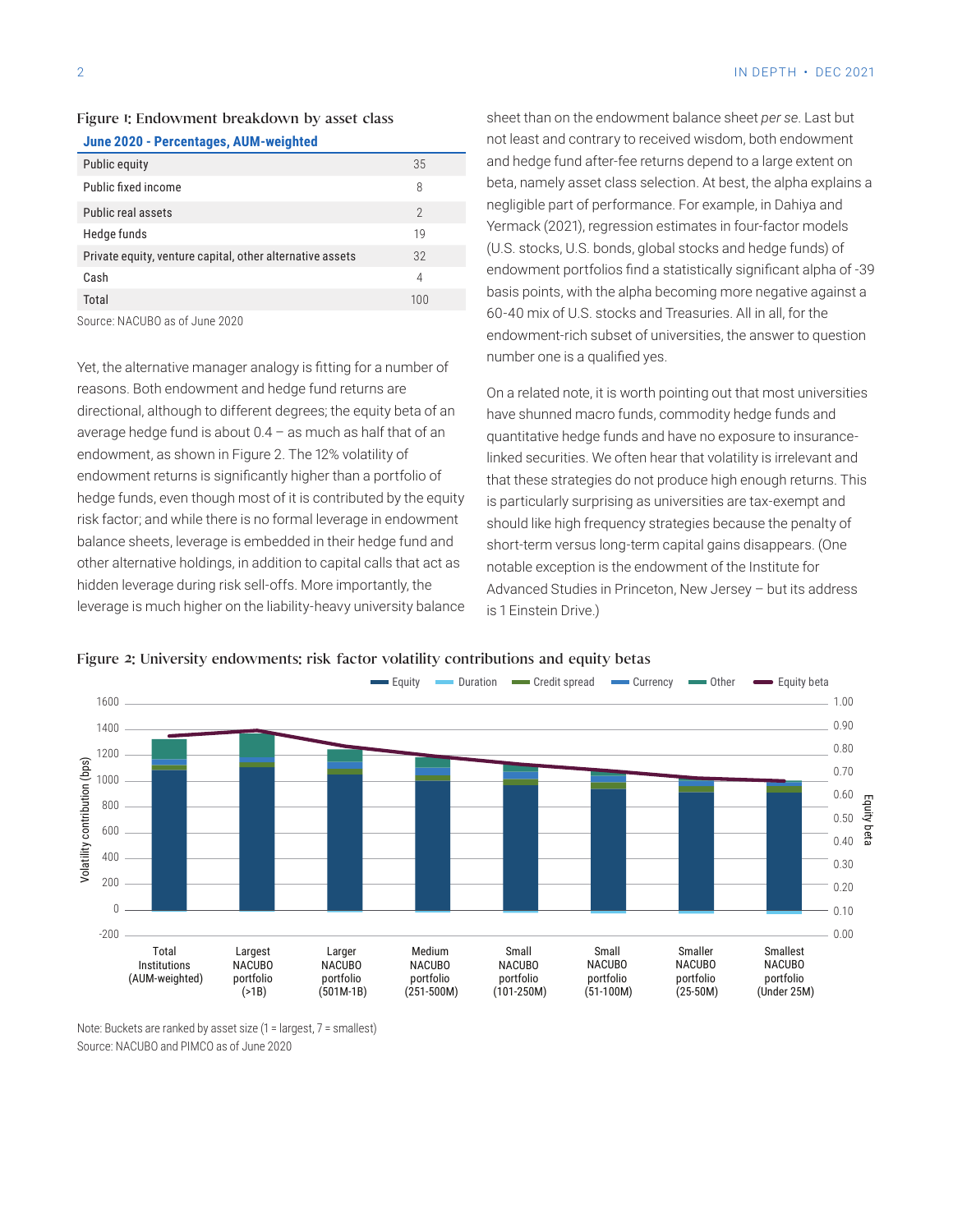Figure 1: Endowment breakdown by asset class

| June 2020 - Percentages, AUM-weighted | |
|---|---|
| Public equity | 35 |
| Public fixed income | 8 |
| Public real assets | 2 |
| Hedge funds | 19 |
| Private equity, venture capital, other alternative assets | 32 |
| Cash | 4 |
| Total | 100 |

Source: NACUBO as of June 2020

Yet, the alternative manager analogy is fitting for a number of reasons. Both endowment and hedge fund returns are directional, although to different degrees; the equity beta of an average hedge fund is about 0.4 – as much as half that of an endowment, as shown in Figure 2. The 12% volatility of endowment returns is significantly higher than a portfolio of hedge funds, even though most of it is contributed by the equity risk factor; and while there is no formal leverage in endowment balance sheets, leverage is embedded in their hedge fund and other alternative holdings, in addition to capital calls that act as hidden leverage during risk sell-offs. More importantly, the leverage is much higher on the liability-heavy university balance sheet than on the endowment balance sheet *per se*. Last but not least and contrary to received wisdom, both endowment and hedge fund after-fee returns depend to a large extent on beta, namely asset class selection. At best, the alpha explains a negligible part of performance. For example, in Dahiya and Yermack (2021), regression estimates in four-factor models (U.S. stocks, U.S. bonds, global stocks and hedge funds) of endowment portfolios find a statistically significant alpha of -39 basis points, with the alpha becoming more negative against a 60-40 mix of U.S. stocks and Treasuries. All in all, for the endowment-rich subset of universities, the answer to question number one is a qualified yes.

On a related note, it is worth pointing out that most universities have shunned macro funds, commodity hedge funds and quantitative hedge funds and have no exposure to insurance-linked securities. We often hear that volatility is irrelevant and that these strategies do not produce high enough returns. This is particularly surprising as universities are tax-exempt and should like high frequency strategies because the penalty of short-term versus long-term capital gains disappears. (One notable exception is the endowment of the Institute for Advanced Studies in Princeton, New Jersey – but its address is 1 Einstein Drive.)

Figure 2: University endowments: risk factor volatility contributions and equity betas

Note: Buckets are ranked by asset size (1 = largest, 7 = smallest)
Source: NACUBO and PIMCO as of June 2020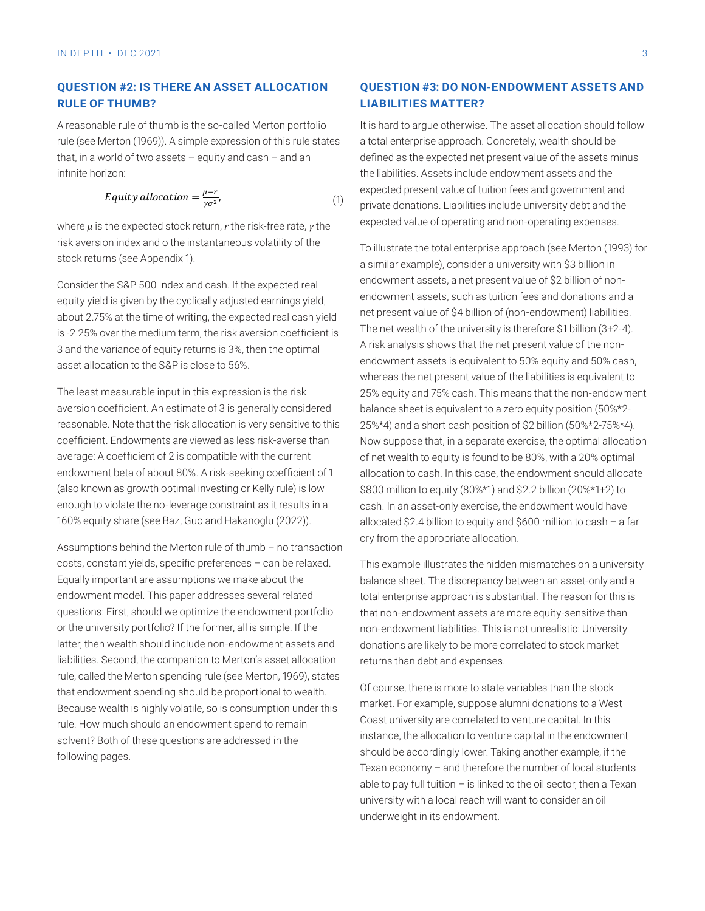## QUESTION #2: IS THERE AN ASSET ALLOCATION RULE OF THUMB?

A reasonable rule of thumb is the so-called Merton portfolio rule (see Merton (1969)). A simple expression of this rule states that, in a world of two assets – equity and cash – and an infinite horizon:

$$Equity\ allocation = \frac{\mu - r}{\gamma \sigma^2}, \tag{1}$$

where $\mu$ is the expected stock return, $r$ the risk-free rate, $\gamma$ the risk aversion index and σ the instantaneous volatility of the stock returns (see Appendix 1).

Consider the S&P 500 Index and cash. If the expected real equity yield is given by the cyclically adjusted earnings yield, about 2.75% at the time of writing, the expected real cash yield is -2.25% over the medium term, the risk aversion coefficient is 3 and the variance of equity returns is 3%, then the optimal asset allocation to the S&P is close to 56%.

The least measurable input in this expression is the risk aversion coefficient. An estimate of 3 is generally considered reasonable. Note that the risk allocation is very sensitive to this coefficient. Endowments are viewed as less risk-averse than average: A coefficient of 2 is compatible with the current endowment beta of about 80%. A risk-seeking coefficient of 1 (also known as growth optimal investing or Kelly rule) is low enough to violate the no-leverage constraint as it results in a 160% equity share (see Baz, Guo and Hakanoglu (2022)).

Assumptions behind the Merton rule of thumb – no transaction costs, constant yields, specific preferences – can be relaxed. Equally important are assumptions we make about the endowment model. This paper addresses several related questions: First, should we optimize the endowment portfolio or the university portfolio? If the former, all is simple. If the latter, then wealth should include non-endowment assets and liabilities. Second, the companion to Merton's asset allocation rule, called the Merton spending rule (see Merton, 1969), states that endowment spending should be proportional to wealth. Because wealth is highly volatile, so is consumption under this rule. How much should an endowment spend to remain solvent? Both of these questions are addressed in the following pages.

## QUESTION #3: DO NON-ENDOWMENT ASSETS AND LIABILITIES MATTER?

It is hard to argue otherwise. The asset allocation should follow a total enterprise approach. Concretely, wealth should be defined as the expected net present value of the assets minus the liabilities. Assets include endowment assets and the expected present value of tuition fees and government and private donations. Liabilities include university debt and the expected value of operating and non-operating expenses.

To illustrate the total enterprise approach (see Merton (1993) for a similar example), consider a university with $3 billion in endowment assets, a net present value of $2 billion of non-endowment assets, such as tuition fees and donations and a net present value of $4 billion of (non-endowment) liabilities. The net wealth of the university is therefore $1 billion (3+2-4). A risk analysis shows that the net present value of the non-endowment assets is equivalent to 50% equity and 50% cash, whereas the net present value of the liabilities is equivalent to 25% equity and 75% cash. This means that the non-endowment balance sheet is equivalent to a zero equity position (50%*2-25%*4) and a short cash position of $2 billion (50%*2-75%*4). Now suppose that, in a separate exercise, the optimal allocation of net wealth to equity is found to be 80%, with a 20% optimal allocation to cash. In this case, the endowment should allocate $800 million to equity (80%*1) and $2.2 billion (20%*1+2) to cash. In an asset-only exercise, the endowment would have allocated $2.4 billion to equity and $600 million to cash – a far cry from the appropriate allocation.

This example illustrates the hidden mismatches on a university balance sheet. The discrepancy between an asset-only and a total enterprise approach is substantial. The reason for this is that non-endowment assets are more equity-sensitive than non-endowment liabilities. This is not unrealistic: University donations are likely to be more correlated to stock market returns than debt and expenses.

Of course, there is more to state variables than the stock market. For example, suppose alumni donations to a West Coast university are correlated to venture capital. In this instance, the allocation to venture capital in the endowment should be accordingly lower. Taking another example, if the Texan economy – and therefore the number of local students able to pay full tuition – is linked to the oil sector, then a Texan university with a local reach will want to consider an oil underweight in its endowment.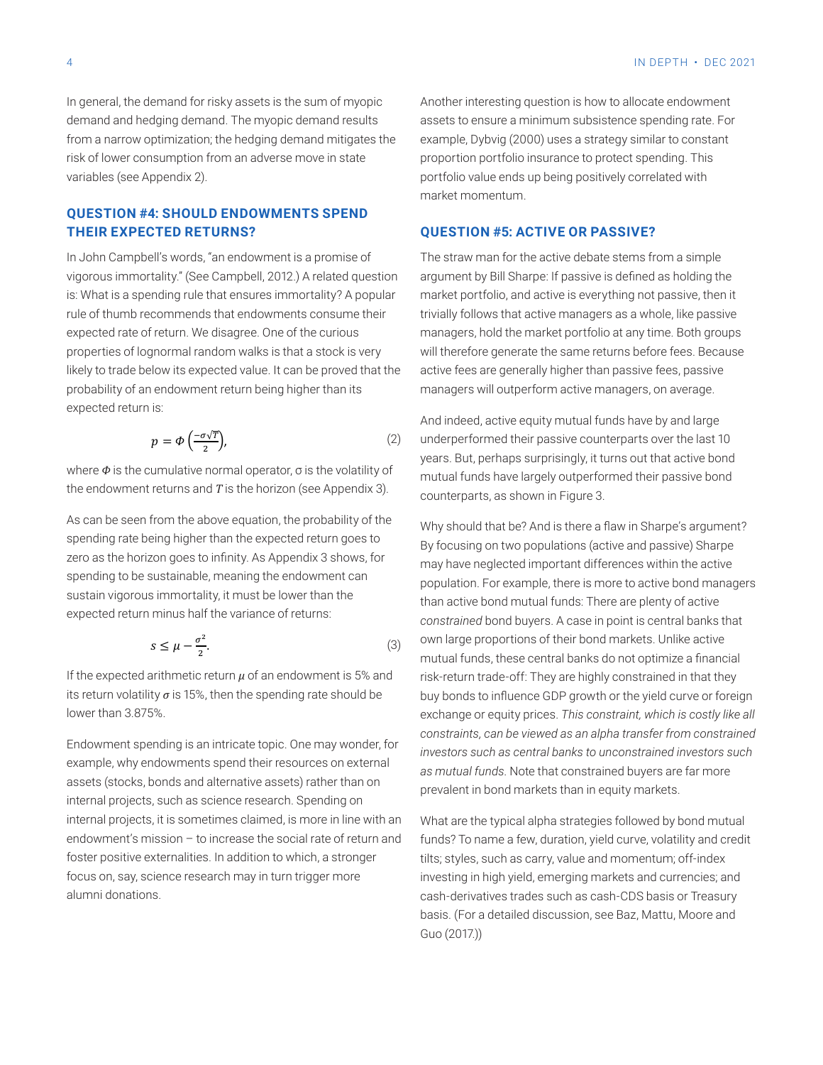In general, the demand for risky assets is the sum of myopic demand and hedging demand. The myopic demand results from a narrow optimization; the hedging demand mitigates the risk of lower consumption from an adverse move in state variables (see Appendix 2).

## QUESTION #4: SHOULD ENDOWMENTS SPEND THEIR EXPECTED RETURNS?

In John Campbell's words, "an endowment is a promise of vigorous immortality." (See Campbell, 2012.) A related question is: What is a spending rule that ensures immortality? A popular rule of thumb recommends that endowments consume their expected rate of return. We disagree. One of the curious properties of lognormal random walks is that a stock is very likely to trade below its expected value. It can be proved that the probability of an endowment return being higher than its expected return is:

$$p = \Phi\left(\frac{-\sigma\sqrt{T}}{2}\right), \tag{2}$$

where $\Phi$ is the cumulative normal operator, σ is the volatility of the endowment returns and $T$ is the horizon (see Appendix 3).

As can be seen from the above equation, the probability of the spending rate being higher than the expected return goes to zero as the horizon goes to infinity. As Appendix 3 shows, for spending to be sustainable, meaning the endowment can sustain vigorous immortality, it must be lower than the expected return minus half the variance of returns:

$$s \leq \mu - \frac{\sigma^2}{2}. \tag{3}$$

If the expected arithmetic return $\mu$ of an endowment is 5% and its return volatility $\sigma$ is 15%, then the spending rate should be lower than 3.875%.

Endowment spending is an intricate topic. One may wonder, for example, why endowments spend their resources on external assets (stocks, bonds and alternative assets) rather than on internal projects, such as science research. Spending on internal projects, it is sometimes claimed, is more in line with an endowment's mission – to increase the social rate of return and foster positive externalities. In addition to which, a stronger focus on, say, science research may in turn trigger more alumni donations.

Another interesting question is how to allocate endowment assets to ensure a minimum subsistence spending rate. For example, Dybvig (2000) uses a strategy similar to constant proportion portfolio insurance to protect spending. This portfolio value ends up being positively correlated with market momentum.

## QUESTION #5: ACTIVE OR PASSIVE?

The straw man for the active debate stems from a simple argument by Bill Sharpe: If passive is defined as holding the market portfolio, and active is everything not passive, then it trivially follows that active managers as a whole, like passive managers, hold the market portfolio at any time. Both groups will therefore generate the same returns before fees. Because active fees are generally higher than passive fees, passive managers will outperform active managers, on average.

And indeed, active equity mutual funds have by and large underperformed their passive counterparts over the last 10 years. But, perhaps surprisingly, it turns out that active bond mutual funds have largely outperformed their passive bond counterparts, as shown in Figure 3.

Why should that be? And is there a flaw in Sharpe's argument? By focusing on two populations (active and passive) Sharpe may have neglected important differences within the active population. For example, there is more to active bond managers than active bond mutual funds: There are plenty of active *constrained* bond buyers. A case in point is central banks that own large proportions of their bond markets. Unlike active mutual funds, these central banks do not optimize a financial risk-return trade-off: They are highly constrained in that they buy bonds to influence GDP growth or the yield curve or foreign exchange or equity prices. *This constraint, which is costly like all constraints, can be viewed as an alpha transfer from constrained investors such as central banks to unconstrained investors such as mutual funds.* Note that constrained buyers are far more prevalent in bond markets than in equity markets.

What are the typical alpha strategies followed by bond mutual funds? To name a few, duration, yield curve, volatility and credit tilts; styles, such as carry, value and momentum; off-index investing in high yield, emerging markets and currencies; and cash-derivatives trades such as cash-CDS basis or Treasury basis. (For a detailed discussion, see Baz, Mattu, Moore and Guo (2017.))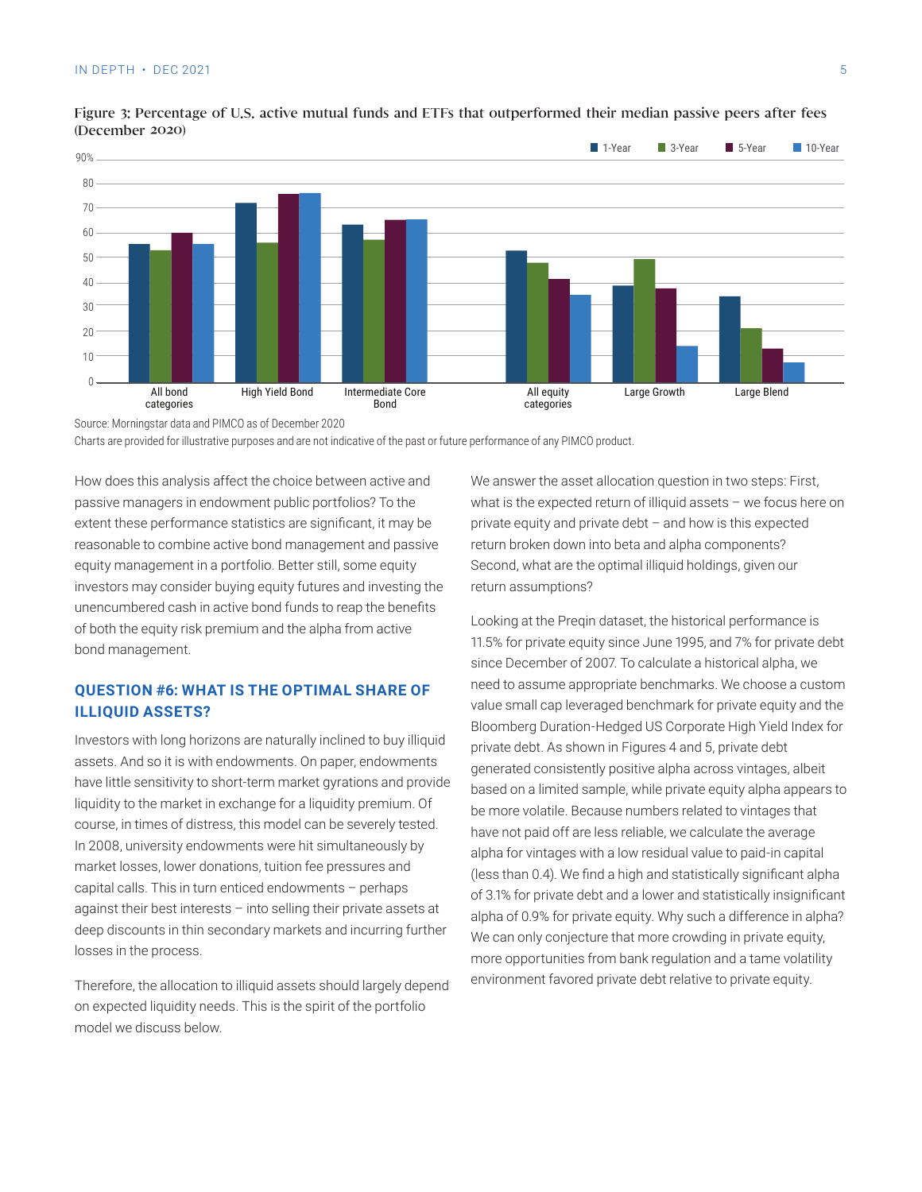Figure 3: Percentage of U.S. active mutual funds and ETFs that outperformed their median passive peers after fees (December 2020)

Source: Morningstar data and PIMCO as of December 2020

Charts are provided for illustrative purposes and are not indicative of the past or future performance of any PIMCO product.

How does this analysis affect the choice between active and passive managers in endowment public portfolios? To the extent these performance statistics are significant, it may be reasonable to combine active bond management and passive equity management in a portfolio. Better still, some equity investors may consider buying equity futures and investing the unencumbered cash in active bond funds to reap the benefits of both the equity risk premium and the alpha from active bond management.

## QUESTION #6: WHAT IS THE OPTIMAL SHARE OF ILLIQUID ASSETS?

Investors with long horizons are naturally inclined to buy illiquid assets. And so it is with endowments. On paper, endowments have little sensitivity to short-term market gyrations and provide liquidity to the market in exchange for a liquidity premium. Of course, in times of distress, this model can be severely tested. In 2008, university endowments were hit simultaneously by market losses, lower donations, tuition fee pressures and capital calls. This in turn enticed endowments – perhaps against their best interests – into selling their private assets at deep discounts in thin secondary markets and incurring further losses in the process.

Therefore, the allocation to illiquid assets should largely depend on expected liquidity needs. This is the spirit of the portfolio model we discuss below.

We answer the asset allocation question in two steps: First, what is the expected return of illiquid assets – we focus here on private equity and private debt – and how is this expected return broken down into beta and alpha components? Second, what are the optimal illiquid holdings, given our return assumptions?

Looking at the Preqin dataset, the historical performance is 11.5% for private equity since June 1995, and 7% for private debt since December of 2007. To calculate a historical alpha, we need to assume appropriate benchmarks. We choose a custom value small cap leveraged benchmark for private equity and the Bloomberg Duration-Hedged US Corporate High Yield Index for private debt. As shown in Figures 4 and 5, private debt generated consistently positive alpha across vintages, albeit based on a limited sample, while private equity alpha appears to be more volatile. Because numbers related to vintages that have not paid off are less reliable, we calculate the average alpha for vintages with a low residual value to paid-in capital (less than 0.4). We find a high and statistically significant alpha of 3.1% for private debt and a lower and statistically insignificant alpha of 0.9% for private equity. Why such a difference in alpha? We can only conjecture that more crowding in private equity, more opportunities from bank regulation and a tame volatility environment favored private debt relative to private equity.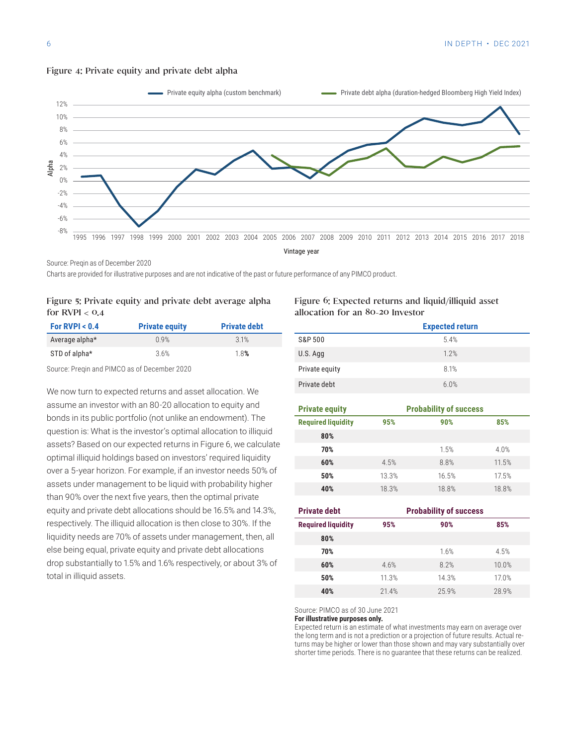Figure 4: Private equity and private debt alpha

Source: Preqin as of December 2020

Charts are provided for illustrative purposes and are not indicative of the past or future performance of any PIMCO product.

Figure 5: Private equity and private debt average alpha for RVPI < 0.4

| For RVPI < 0.4 | Private equity | Private debt |
|---|---|---|
| Average alpha* | 0.9% | 3.1% |
| STD of alpha* | 3.6% | 1.8% |

Source: Preqin and PIMCO as of December 2020

We now turn to expected returns and asset allocation. We assume an investor with an 80-20 allocation to equity and bonds in its public portfolio (not unlike an endowment). The question is: What is the investor's optimal allocation to illiquid assets? Based on our expected returns in Figure 6, we calculate optimal illiquid holdings based on investors' required liquidity over a 5-year horizon. For example, if an investor needs 50% of assets under management to be liquid with probability higher than 90% over the next five years, then the optimal private equity and private debt allocations should be 16.5% and 14.3%, respectively. The illiquid allocation is then close to 30%. If the liquidity needs are 70% of assets under management, then, all else being equal, private equity and private debt allocations drop substantially to 1.5% and 1.6% respectively, or about 3% of total in illiquid assets.

Figure 6: Expected returns and liquid/illiquid asset allocation for an 80-20 Investor

| | Expected return |
|---|---|
| S&P 500 | 5.4% |
| U.S. Agg | 1.2% |
| Private equity | 8.1% |
| Private debt | 6.0% |

| Private equity | Probability of success | | |
|---|---|---|---|
| Required liquidity | 95% | 90% | 85% |
| 80% | | | |
| 70% | | 1.5% | 4.0% |
| 60% | 4.5% | 8.8% | 11.5% |
| 50% | 13.3% | 16.5% | 17.5% |
| 40% | 18.3% | 18.8% | 18.8% |

| Private debt | Probability of success | | |
|---|---|---|---|
| Required liquidity | 95% | 90% | 85% |
| 80% | | | |
| 70% | | 1.6% | 4.5% |
| 60% | 4.6% | 8.2% | 10.0% |
| 50% | 11.3% | 14.3% | 17.0% |
| 40% | 21.4% | 25.9% | 28.9% |

Source: PIMCO as of 30 June 2021

**For illustrative purposes only.**

Expected return is an estimate of what investments may earn on average over the long term and is not a prediction or a projection of future results. Actual returns may be higher or lower than those shown and may vary substantially over shorter time periods. There is no guarantee that these returns can be realized.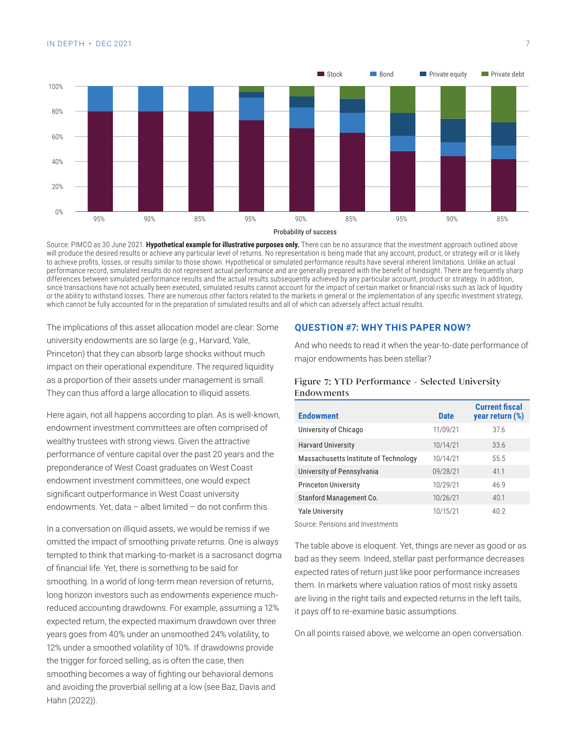Source: PIMCO as 30 June 2021. **Hypothetical example for illustrative purposes only.** There can be no assurance that the investment approach outlined above will produce the desired results or achieve any particular level of returns. No representation is being made that any account, product, or strategy will or is likely to achieve profits, losses, or results similar to those shown. Hypothetical or simulated performance results have several inherent limitations. Unlike an actual performance record, simulated results do not represent actual performance and are generally prepared with the benefit of hindsight. There are frequently sharp differences between simulated performance results and the actual results subsequently achieved by any particular account, product or strategy. In addition, since transactions have not actually been executed, simulated results cannot account for the impact of certain market or financial risks such as lack of liquidity or the ability to withstand losses. There are numerous other factors related to the markets in general or the implementation of any specific investment strategy, which cannot be fully accounted for in the preparation of simulated results and all of which can adversely affect actual results.

The implications of this asset allocation model are clear: Some university endowments are so large (e.g., Harvard, Yale, Princeton) that they can absorb large shocks without much impact on their operational expenditure. The required liquidity as a proportion of their assets under management is small. They can thus afford a large allocation to illiquid assets.

Here again, not all happens according to plan. As is well-known, endowment investment committees are often comprised of wealthy trustees with strong views. Given the attractive performance of venture capital over the past 20 years and the preponderance of West Coast graduates on West Coast endowment investment committees, one would expect significant outperformance in West Coast university endowments. Yet, data – albeit limited – do not confirm this.

In a conversation on illiquid assets, we would be remiss if we omitted the impact of smoothing private returns. One is always tempted to think that marking-to-market is a sacrosanct dogma of financial life. Yet, there is something to be said for smoothing. In a world of long-term mean reversion of returns, long horizon investors such as endowments experience much-reduced accounting drawdowns. For example, assuming a 12% expected return, the expected maximum drawdown over three years goes from 40% under an unsmoothed 24% volatility, to 12% under a smoothed volatility of 10%. If drawdowns provide the trigger for forced selling, as is often the case, then smoothing becomes a way of fighting our behavioral demons and avoiding the proverbial selling at a low (see Baz, Davis and Hahn (2022)).

## QUESTION #7: WHY THIS PAPER NOW?

And who needs to read it when the year-to-date performance of major endowments has been stellar?

Figure 7: YTD Performance - Selected University Endowments

| Endowment | Date | Current fiscal year return (%) |
|---|---|---|
| University of Chicago | 11/09/21 | 37.6 |
| Harvard University | 10/14/21 | 33.6 |
| Massachusetts Institute of Technology | 10/14/21 | 55.5 |
| University of Pennsylvania | 09/28/21 | 41.1 |
| Princeton University | 10/29/21 | 46.9 |
| Stanford Management Co. | 10/26/21 | 40.1 |
| Yale University | 10/15/21 | 40.2 |

Source: Pensions and Investments

The table above is eloquent. Yet, things are never as good or as bad as they seem. Indeed, stellar past performance decreases expected rates of return just like poor performance increases them. In markets where valuation ratios of most risky assets are living in the right tails and expected returns in the left tails, it pays off to re-examine basic assumptions.

On all points raised above, we welcome an open conversation.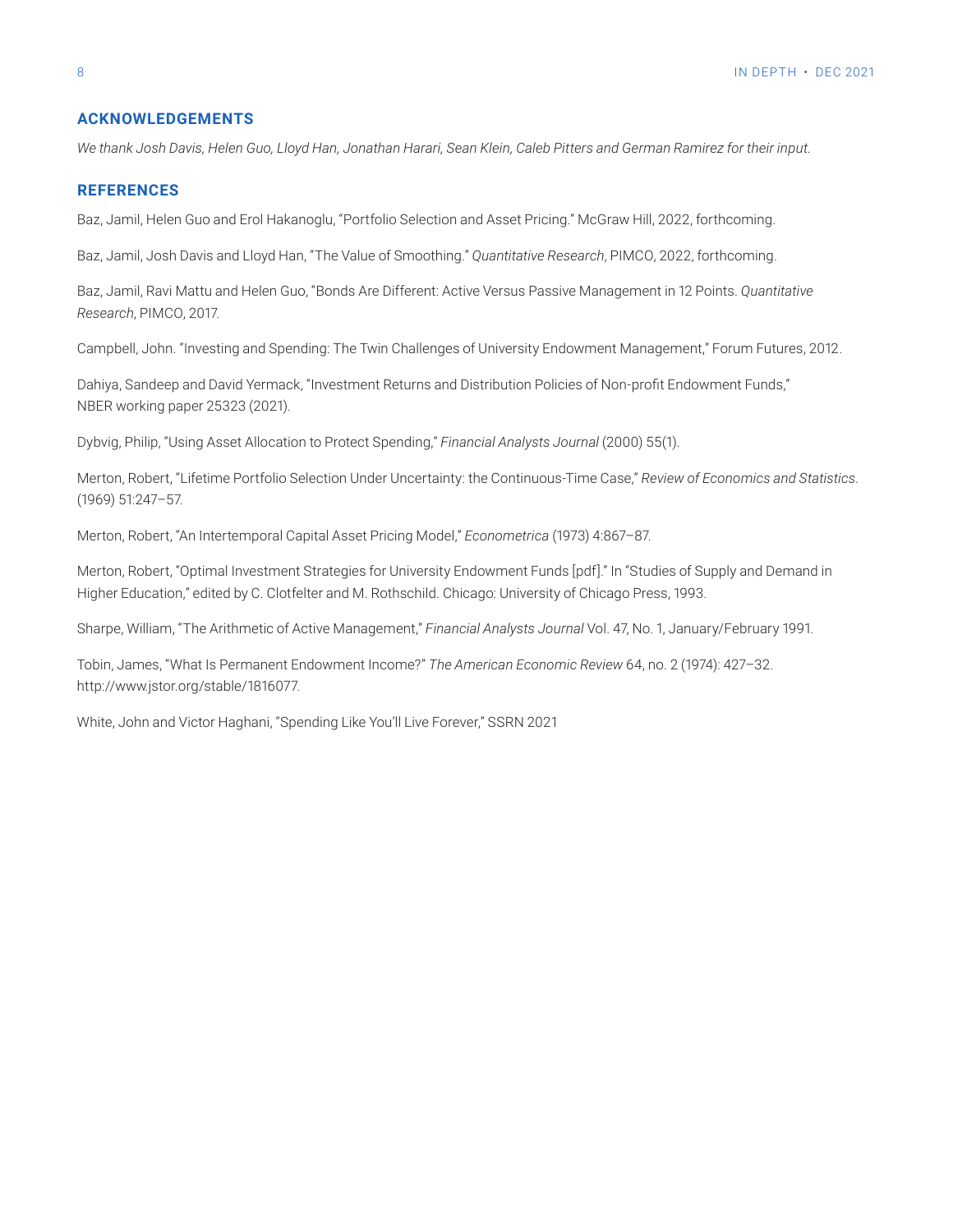## ACKNOWLEDGEMENTS

*We thank Josh Davis, Helen Guo, Lloyd Han, Jonathan Harari, Sean Klein, Caleb Pitters and German Ramirez for their input.*

## REFERENCES

Baz, Jamil, Helen Guo and Erol Hakanoglu, "Portfolio Selection and Asset Pricing." McGraw Hill, 2022, forthcoming.

Baz, Jamil, Josh Davis and Lloyd Han, "The Value of Smoothing." *Quantitative Research*, PIMCO, 2022, forthcoming.

Baz, Jamil, Ravi Mattu and Helen Guo, "Bonds Are Different: Active Versus Passive Management in 12 Points. *Quantitative Research*, PIMCO, 2017.

Campbell, John. "Investing and Spending: The Twin Challenges of University Endowment Management," Forum Futures, 2012.

Dahiya, Sandeep and David Yermack, "Investment Returns and Distribution Policies of Non-profit Endowment Funds," NBER working paper 25323 (2021).

Dybvig, Philip, "Using Asset Allocation to Protect Spending," *Financial Analysts Journal* (2000) 55(1).

Merton, Robert, "Lifetime Portfolio Selection Under Uncertainty: the Continuous-Time Case," *Review of Economics and Statistics*. (1969) 51:247–57.

Merton, Robert, "An Intertemporal Capital Asset Pricing Model," *Econometrica* (1973) 4:867–87.

Merton, Robert, "Optimal Investment Strategies for University Endowment Funds [pdf]." In "Studies of Supply and Demand in Higher Education," edited by C. Clotfelter and M. Rothschild. Chicago: University of Chicago Press, 1993.

Sharpe, William, "The Arithmetic of Active Management," *Financial Analysts Journal* Vol. 47, No. 1, January/February 1991.

Tobin, James, "What Is Permanent Endowment Income?" *The American Economic Review* 64, no. 2 (1974): 427–32. http://www.jstor.org/stable/1816077.

White, John and Victor Haghani, "Spending Like You'll Live Forever," SSRN 2021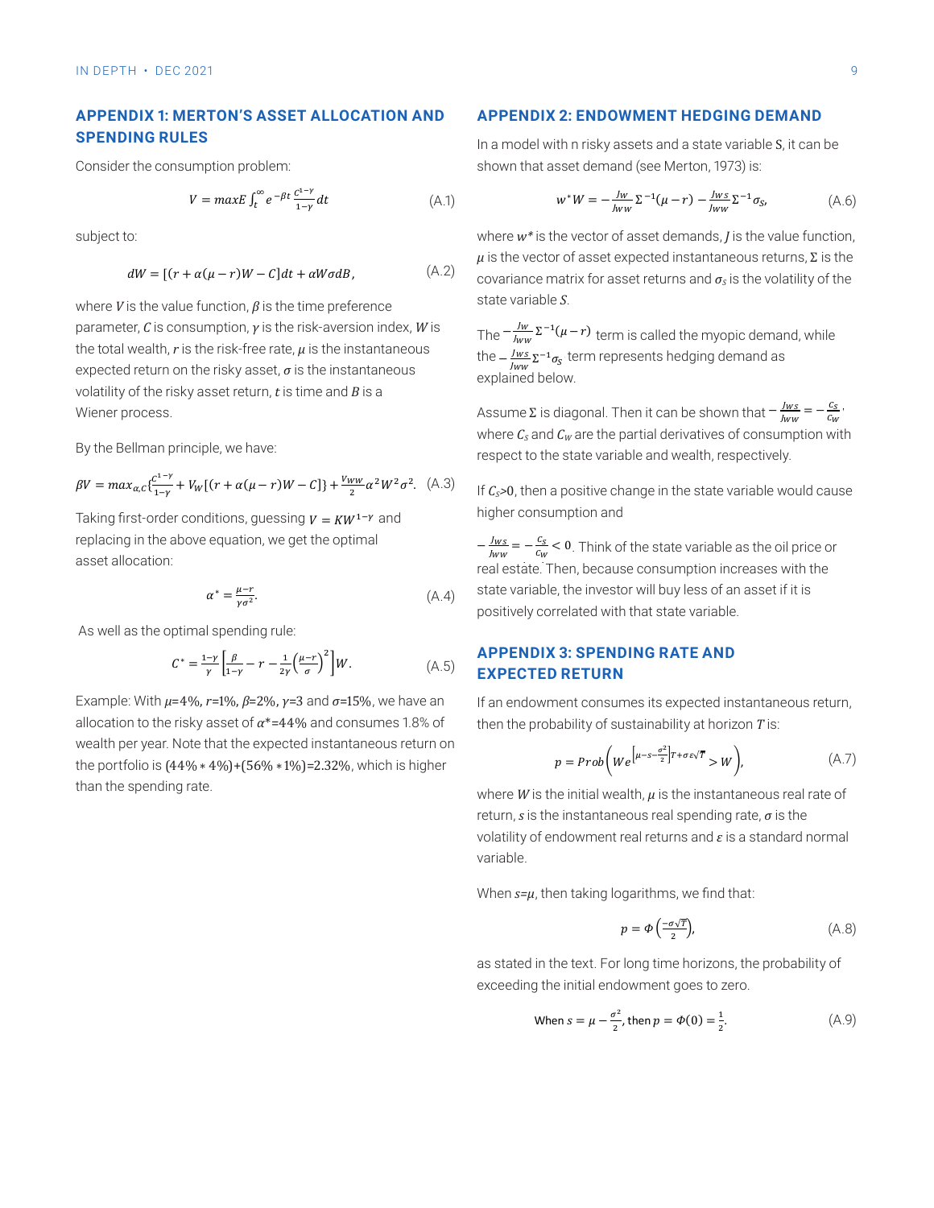## APPENDIX 1: MERTON'S ASSET ALLOCATION AND SPENDING RULES

Consider the consumption problem:

$$V = maxE \int_t^{\infty} e^{-\beta t} \frac{C^{1-\gamma}}{1-\gamma} dt \tag{A.1}$$

subject to:

$$dW = [(r + \alpha(\mu - r)W - C]dt + \alpha W \sigma dB, \tag{A.2}$$

where $V$ is the value function, $\beta$ is the time preference parameter, $C$ is consumption, $\gamma$ is the risk-aversion index, $W$ is the total wealth, $r$ is the risk-free rate, $\mu$ is the instantaneous expected return on the risky asset, $\sigma$ is the instantaneous volatility of the risky asset return, $t$ is time and $B$ is a Wiener process.

By the Bellman principle, we have:

$$\beta V = max_{\alpha,C}\{\frac{C^{1-\gamma}}{1-\gamma} + V_W[(r + \alpha(\mu - r)W - C]\} + \frac{V_{WW}}{2}\alpha^2 W^2 \sigma^2. \tag{A.3}$$

Taking first-order conditions, guessing $V = KW^{1-\gamma}$ and replacing in the above equation, we get the optimal asset allocation:

$$\alpha^* = \frac{\mu - r}{\gamma \sigma^2}. \tag{A.4}$$

As well as the optimal spending rule:

$$C^* = \frac{1-\gamma}{\gamma}\left[\frac{\beta}{1-\gamma} - r - \frac{1}{2\gamma}\left(\frac{\mu - r}{\sigma}\right)^2\right]W. \tag{A.5}$$

Example: With $\mu$=4%, $r$=1%, $\beta$=2%, $\gamma$=3 and $\sigma$=15%, we have an allocation to the risky asset of $\alpha^*$=44% and consumes 1.8% of wealth per year. Note that the expected instantaneous return on the portfolio is $(44\% * 4\%)$+$(56\% * 1\%)$=2.32%, which is higher than the spending rate.

## APPENDIX 2: ENDOWMENT HEDGING DEMAND

In a model with n risky assets and a state variable $S$, it can be shown that asset demand (see Merton, 1973) is:

$$w^* W = -\frac{J_W}{J_{WW}}\Sigma^{-1}(\mu - r) - \frac{J_{WS}}{J_{WW}}\Sigma^{-1}\sigma_S, \tag{A.6}$$

where $w^*$ is the vector of asset demands, $J$ is the value function, $\mu$ is the vector of asset expected instantaneous returns, $\Sigma$ is the covariance matrix for asset returns and $\sigma_S$ is the volatility of the state variable $S$.

The $-\frac{J_W}{J_{WW}}\Sigma^{-1}(\mu - r)$ term is called the myopic demand, while the $-\frac{J_{WS}}{J_{WW}}\Sigma^{-1}\sigma_S$ term represents hedging demand as explained below.

Assume $\Sigma$ is diagonal. Then it can be shown that $-\frac{J_{WS}}{J_{WW}} = -\frac{C_S}{C_W}$, where $C_S$ and $C_W$ are the partial derivatives of consumption with respect to the state variable and wealth, respectively.

If $C_S$>0, then a positive change in the state variable would cause higher consumption and

$-\frac{J_{WS}}{J_{WW}} = -\frac{C_S}{C_W} < 0$. Think of the state variable as the oil price or real estate. Then, because consumption increases with the state variable, the investor will buy less of an asset if it is positively correlated with that state variable.

## APPENDIX 3: SPENDING RATE AND EXPECTED RETURN

If an endowment consumes its expected instantaneous return, then the probability of sustainability at horizon $T$ is:

$$p = Prob\left(We^{\left[\mu - s - \frac{\sigma^2}{2}\right]T + \sigma \varepsilon \sqrt{T}} > W\right), \tag{A.7}$$

where $W$ is the initial wealth, $\mu$ is the instantaneous real rate of return, $s$ is the instantaneous real spending rate, $\sigma$ is the volatility of endowment real returns and $\varepsilon$ is a standard normal variable.

When $s$=$\mu$, then taking logarithms, we find that:

$$p = \Phi\left(\frac{-\sigma\sqrt{T}}{2}\right), \tag{A.8}$$

as stated in the text. For long time horizons, the probability of exceeding the initial endowment goes to zero.

$$\text{When } s = \mu - \frac{\sigma^2}{2}, \text{ then } p = \Phi(0) = \frac{1}{2}. \tag{A.9}$$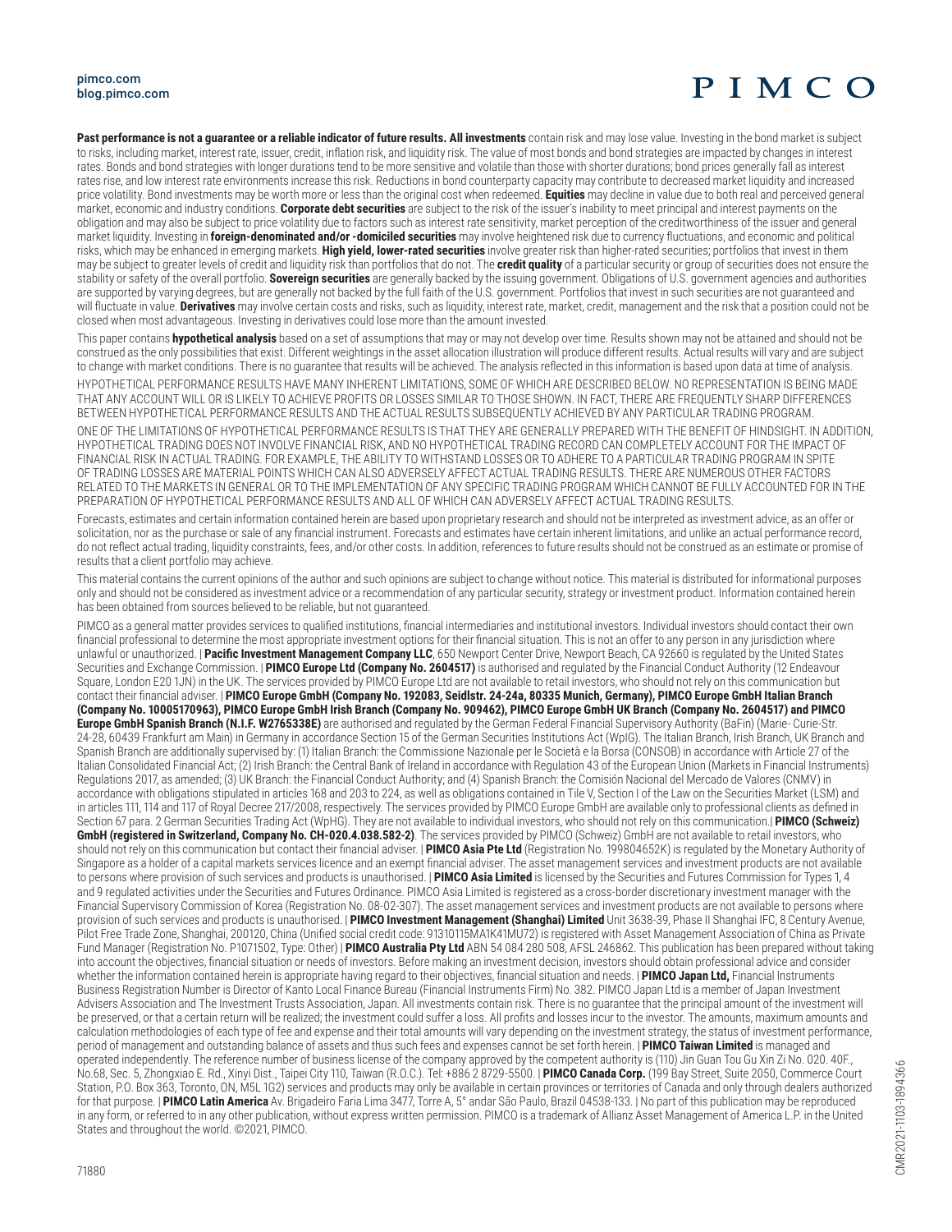pimco.com
blog.pimco.com

PIMCO

**Past performance is not a guarantee or a reliable indicator of future results. All investments** contain risk and may lose value. Investing in the bond market is subject to risks, including market, interest rate, issuer, credit, inflation risk, and liquidity risk. The value of most bonds and bond strategies are impacted by changes in interest rates. Bonds and bond strategies with longer durations tend to be more sensitive and volatile than those with shorter durations; bond prices generally fall as interest rates rise, and low interest rate environments increase this risk. Reductions in bond counterparty capacity may contribute to decreased market liquidity and increased price volatility. Bond investments may be worth more or less than the original cost when redeemed. **Equities** may decline in value due to both real and perceived general market, economic and industry conditions. **Corporate debt securities** are subject to the risk of the issuer's inability to meet principal and interest payments on the obligation and may also be subject to price volatility due to factors such as interest rate sensitivity, market perception of the creditworthiness of the issuer and general market liquidity. Investing in **foreign-denominated and/or -domiciled securities** may involve heightened risk due to currency fluctuations, and economic and political risks, which may be enhanced in emerging markets. **High yield, lower-rated securities** involve greater risk than higher-rated securities; portfolios that invest in them may be subject to greater levels of credit and liquidity risk than portfolios that do not. The **credit quality** of a particular security or group of securities does not ensure the stability or safety of the overall portfolio. **Sovereign securities** are generally backed by the issuing government. Obligations of U.S. government agencies and authorities are supported by varying degrees, but are generally not backed by the full faith of the U.S. government. Portfolios that invest in such securities are not guaranteed and will fluctuate in value. **Derivatives** may involve certain costs and risks, such as liquidity, interest rate, market, credit, management and the risk that a position could not be closed when most advantageous. Investing in derivatives could lose more than the amount invested.

This paper contains **hypothetical analysis** based on a set of assumptions that may or may not develop over time. Results shown may not be attained and should not be construed as the only possibilities that exist. Different weightings in the asset allocation illustration will produce different results. Actual results will vary and are subject to change with market conditions. There is no guarantee that results will be achieved. The analysis reflected in this information is based upon data at time of analysis.

HYPOTHETICAL PERFORMANCE RESULTS HAVE MANY INHERENT LIMITATIONS, SOME OF WHICH ARE DESCRIBED BELOW. NO REPRESENTATION IS BEING MADE THAT ANY ACCOUNT WILL OR IS LIKELY TO ACHIEVE PROFITS OR LOSSES SIMILAR TO THOSE SHOWN. IN FACT, THERE ARE FREQUENTLY SHARP DIFFERENCES BETWEEN HYPOTHETICAL PERFORMANCE RESULTS AND THE ACTUAL RESULTS SUBSEQUENTLY ACHIEVED BY ANY PARTICULAR TRADING PROGRAM.

ONE OF THE LIMITATIONS OF HYPOTHETICAL PERFORMANCE RESULTS IS THAT THEY ARE GENERALLY PREPARED WITH THE BENEFIT OF HINDSIGHT. IN ADDITION, HYPOTHETICAL TRADING DOES NOT INVOLVE FINANCIAL RISK, AND NO HYPOTHETICAL TRADING RECORD CAN COMPLETELY ACCOUNT FOR THE IMPACT OF FINANCIAL RISK IN ACTUAL TRADING. FOR EXAMPLE, THE ABILITY TO WITHSTAND LOSSES OR TO ADHERE TO A PARTICULAR TRADING PROGRAM IN SPITE OF TRADING LOSSES ARE MATERIAL POINTS WHICH CAN ALSO ADVERSELY AFFECT ACTUAL TRADING RESULTS. THERE ARE NUMEROUS OTHER FACTORS RELATED TO THE MARKETS IN GENERAL OR TO THE IMPLEMENTATION OF ANY SPECIFIC TRADING PROGRAM WHICH CANNOT BE FULLY ACCOUNTED FOR IN THE PREPARATION OF HYPOTHETICAL PERFORMANCE RESULTS AND ALL OF WHICH CAN ADVERSELY AFFECT ACTUAL TRADING RESULTS.

Forecasts, estimates and certain information contained herein are based upon proprietary research and should not be interpreted as investment advice, as an offer or solicitation, nor as the purchase or sale of any financial instrument. Forecasts and estimates have certain inherent limitations, and unlike an actual performance record, do not reflect actual trading, liquidity constraints, fees, and/or other costs. In addition, references to future results should not be construed as an estimate or promise of results that a client portfolio may achieve.

This material contains the current opinions of the author and such opinions are subject to change without notice. This material is distributed for informational purposes only and should not be considered as investment advice or a recommendation of any particular security, strategy or investment product. Information contained herein has been obtained from sources believed to be reliable, but not guaranteed.

PIMCO as a general matter provides services to qualified institutions, financial intermediaries and institutional investors. Individual investors should contact their own financial professional to determine the most appropriate investment options for their financial situation. This is not an offer to any person in any jurisdiction where unlawful or unauthorized. | **Pacific Investment Management Company LLC**, 650 Newport Center Drive, Newport Beach, CA 92660 is regulated by the United States Securities and Exchange Commission. | **PIMCO Europe Ltd (Company No. 2604517)** is authorised and regulated by the Financial Conduct Authority (12 Endeavour Square, London E20 1JN) in the UK. The services provided by PIMCO Europe Ltd are not available to retail investors, who should not rely on this communication but contact their financial adviser. | **PIMCO Europe GmbH (Company No. 192083, Seidlstr. 24-24a, 80335 Munich, Germany), PIMCO Europe GmbH Italian Branch (Company No. 10005170963), PIMCO Europe GmbH Irish Branch (Company No. 909462), PIMCO Europe GmbH UK Branch (Company No. 2604517) and PIMCO Europe GmbH Spanish Branch (N.I.F. W2765338E)** are authorised and regulated by the German Federal Financial Supervisory Authority (BaFin) (Marie- Curie-Str. 24-28, 60439 Frankfurt am Main) in Germany in accordance Section 15 of the German Securities Institutions Act (WpIG). The Italian Branch, Irish Branch, UK Branch and Spanish Branch are additionally supervised by: (1) Italian Branch: the Commissione Nazionale per le Società e la Borsa (CONSOB) in accordance with Article 27 of the Italian Consolidated Financial Act; (2) Irish Branch: the Central Bank of Ireland in accordance with Regulation 43 of the European Union (Markets in Financial Instruments) Regulations 2017, as amended; (3) UK Branch: the Financial Conduct Authority; and (4) Spanish Branch: the Comisión Nacional del Mercado de Valores (CNMV) in accordance with obligations stipulated in articles 168 and 203 to 224, as well as obligations contained in Tile V, Section I of the Law on the Securities Market (LSM) and in articles 111, 114 and 117 of Royal Decree 217/2008, respectively. The services provided by PIMCO Europe GmbH are available only to professional clients as defined in Section 67 para. 2 German Securities Trading Act (WpHG). They are not available to individual investors, who should not rely on this communication.| **PIMCO (Schweiz) GmbH (registered in Switzerland, Company No. CH-020.4.038.582-2)**. The services provided by PIMCO (Schweiz) GmbH are not available to retail investors, who should not rely on this communication but contact their financial adviser. | **PIMCO Asia Pte Ltd** (Registration No. 199804652K) is regulated by the Monetary Authority of Singapore as a holder of a capital markets services licence and an exempt financial adviser. The asset management services and investment products are not available to persons where provision of such services and products is unauthorised. | **PIMCO Asia Limited** is licensed by the Securities and Futures Commission for Types 1, 4 and 9 regulated activities under the Securities and Futures Ordinance. PIMCO Asia Limited is registered as a cross-border discretionary investment manager with the Financial Supervisory Commission of Korea (Registration No. 08-02-307). The asset management services and investment products are not available to persons where provision of such services and products is unauthorised. | **PIMCO Investment Management (Shanghai) Limited** Unit 3638-39, Phase II Shanghai IFC, 8 Century Avenue, Pilot Free Trade Zone, Shanghai, 200120, China (Unified social credit code: 91310115MA1K41MU72) is registered with Asset Management Association of China as Private Fund Manager (Registration No. P1071502, Type: Other) | **PIMCO Australia Pty Ltd** ABN 54 084 280 508, AFSL 246862. This publication has been prepared without taking into account the objectives, financial situation or needs of investors. Before making an investment decision, investors should obtain professional advice and consider whether the information contained herein is appropriate having regard to their objectives, financial situation and needs. | **PIMCO Japan Ltd,** Financial Instruments Business Registration Number is Director of Kanto Local Finance Bureau (Financial Instruments Firm) No. 382. PIMCO Japan Ltd is a member of Japan Investment Advisers Association and The Investment Trusts Association, Japan. All investments contain risk. There is no guarantee that the principal amount of the investment will be preserved, or that a certain return will be realized; the investment could suffer a loss. All profits and losses incur to the investor. The amounts, maximum amounts and calculation methodologies of each type of fee and expense and their total amounts will vary depending on the investment strategy, the status of investment performance, period of management and outstanding balance of assets and thus such fees and expenses cannot be set forth herein. | **PIMCO Taiwan Limited** is managed and operated independently. The reference number of business license of the company approved by the competent authority is (110) Jin Guan Tou Gu Xin Zi No. 020. 40F., No.68, Sec. 5, Zhongxiao E. Rd., Xinyi Dist., Taipei City 110, Taiwan (R.O.C.). Tel: +886 2 8729-5500. | **PIMCO Canada Corp.** (199 Bay Street, Suite 2050, Commerce Court Station, P.O. Box 363, Toronto, ON, M5L 1G2) services and products may only be available in certain provinces or territories of Canada and only through dealers authorized for that purpose. | **PIMCO Latin America** Av. Brigadeiro Faria Lima 3477, Torre A, 5° andar São Paulo, Brazil 04538-133. | No part of this publication may be reproduced in any form, or referred to in any other publication, without express written permission. PIMCO is a trademark of Allianz Asset Management of America L.P. in the United States and throughout the world. ©2021, PIMCO.

71880

CMR2021-1103-1894366